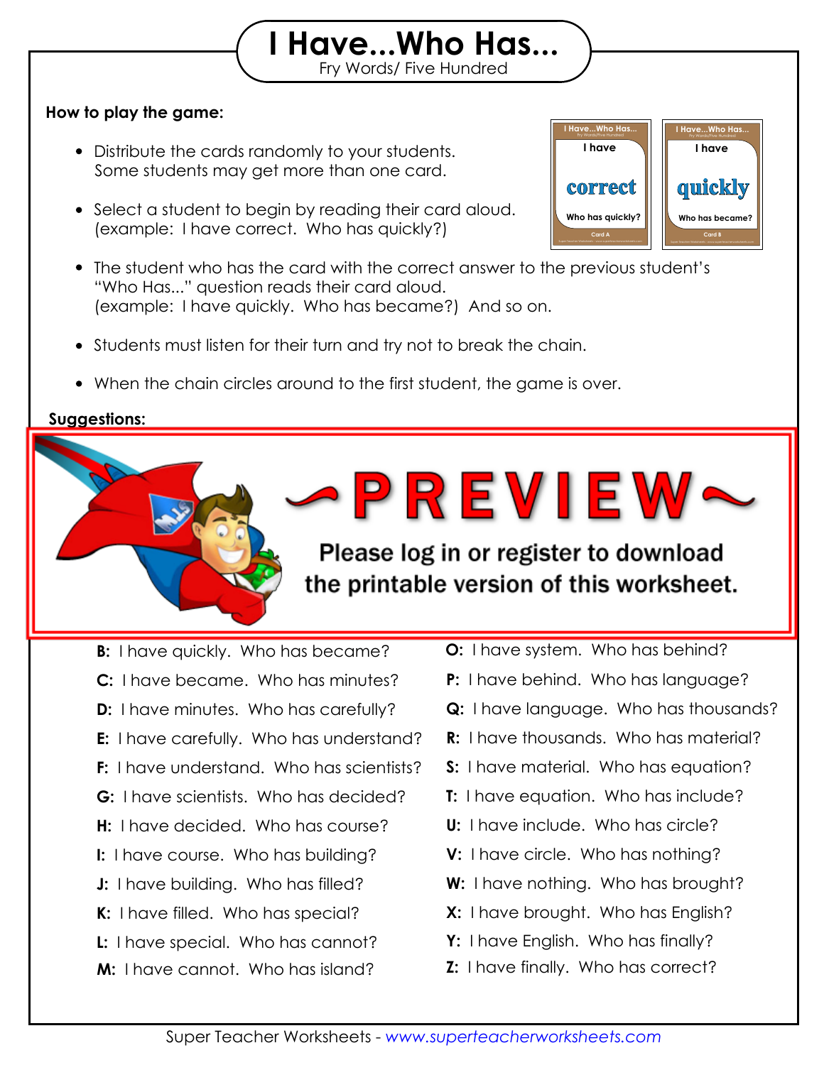# I Have...Who Has...

Fry Words/ Five Hundred

**How to play the game:**

- Distribute the cards randomly to your students. Some students may get more than one card.
- Select a student to begin by reading their card aloud. (example: I have correct. Who has quickly?)
- The student who has the card with the correct answer to the previous student's "Who Has..." question reads their card aloud. (example: I have quickly. Who has became?) And so on.
- Students must listen for their turn and try not to break the chain.
- When the chain circles around to the first student, the game is over.

**Suggestions:**

~PREVIEW~

Please log in or register to download the printable version of this worksheet.

**B:** I have quickly. Who has became?

**C:** I have became. Who has minutes?

**D:** I have minutes. Who has carefully?

**E:** I have carefully. Who has understand?

**F:** I have understand. Who has scientists?

**G:** I have scientists. Who has decided?

**H:** I have decided. Who has course?

**I:** I have course. Who has building?

**J:** I have building. Who has filled?

**K:** I have filled. Who has special?

**L:** I have special. Who has cannot?

**M:** I have cannot. Who has island?

**O:** I have system. Who has behind?

**P:** I have behind. Who has language?

**Q:** I have language. Who has thousands?

**R:** I have thousands. Who has material?

**S:** I have material. Who has equation?

**T:** I have equation. Who has include?

**U:** I have include. Who has circle?

**V:** I have circle. Who has nothing?

**W:** I have nothing. Who has brought?

**X:** I have brought. Who has English?

**Y:** I have English. Who has finally?

**Z:** I have finally. Who has correct?

Super Teacher Worksheets - www.superteacherworksheets.com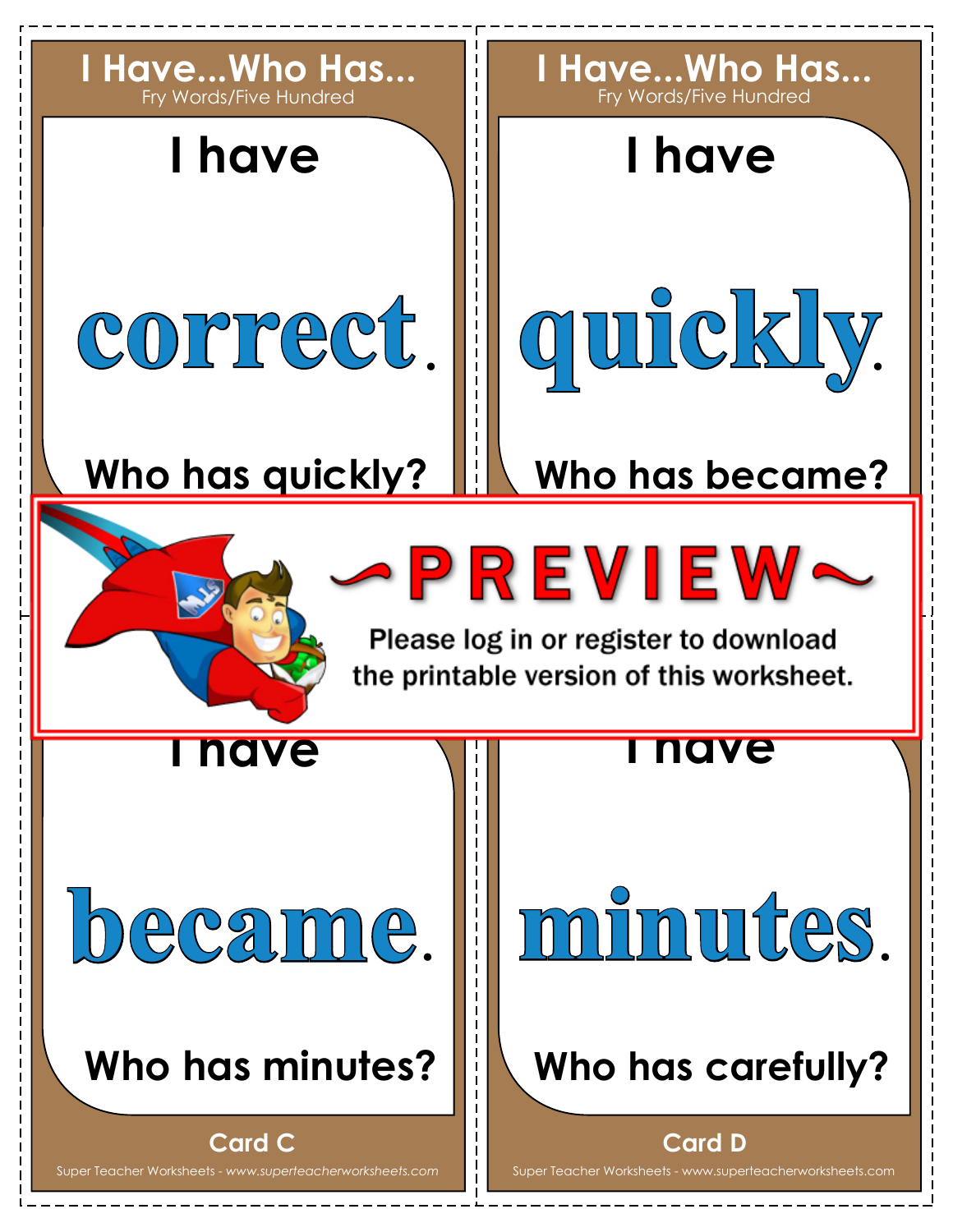## I Have...Who Has...
Fry Words/Five Hundred

I have

**correct.**

Who has quickly?

## I Have...Who Has...
Fry Words/Five Hundred

I have

**quickly.**

Who has became?

~PREVIEW~

Please log in or register to download the printable version of this worksheet.

I have

**became.**

Who has minutes?

Card C

I have

**minutes.**

Who has carefully?

Card D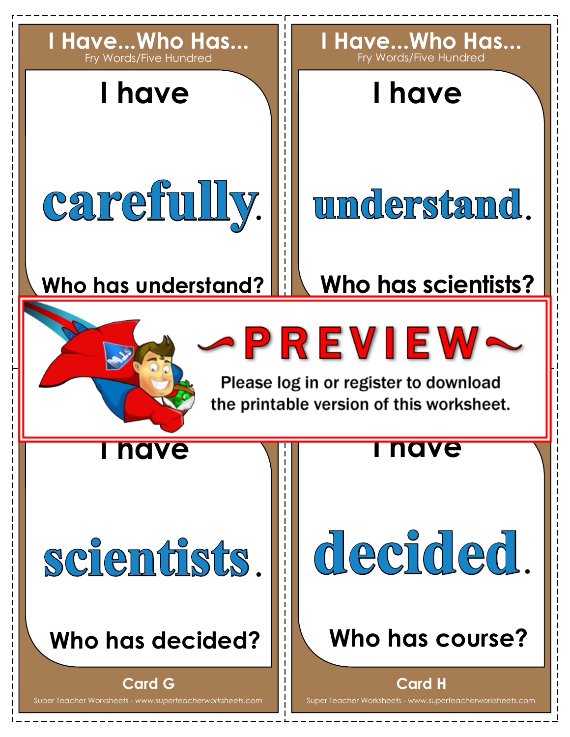## I Have...Who Has...
Fry Words/Five Hundred

I have

**carefully.**

Who has understand?

## I Have...Who Has...
Fry Words/Five Hundred

I have

**understand.**

Who has scientists?

~PREVIEW~

Please log in or register to download the printable version of this worksheet.

I have

**scientists.**

Who has decided?

Card G

Super Teacher Worksheets - *www.superteacherworksheets.com*

I have

**decided.**

Who has course?

Card H

Super Teacher Worksheets - www.superteacherworksheets.com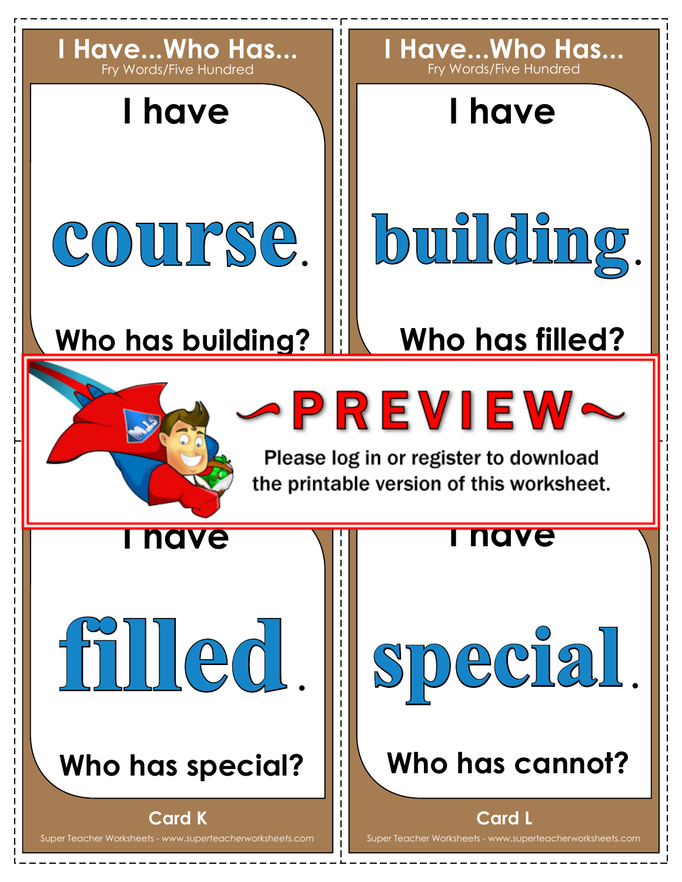## I Have...Who Has...
Fry Words/Five Hundred

I have

**course.**

Who has building?

## I Have...Who Has...
Fry Words/Five Hundred

I have

**building.**

Who has filled?

~PREVIEW~

Please log in or register to download the printable version of this worksheet.

I have

**filled.**

Who has special?

Card K

I have

**special.**

Who has cannot?

Card L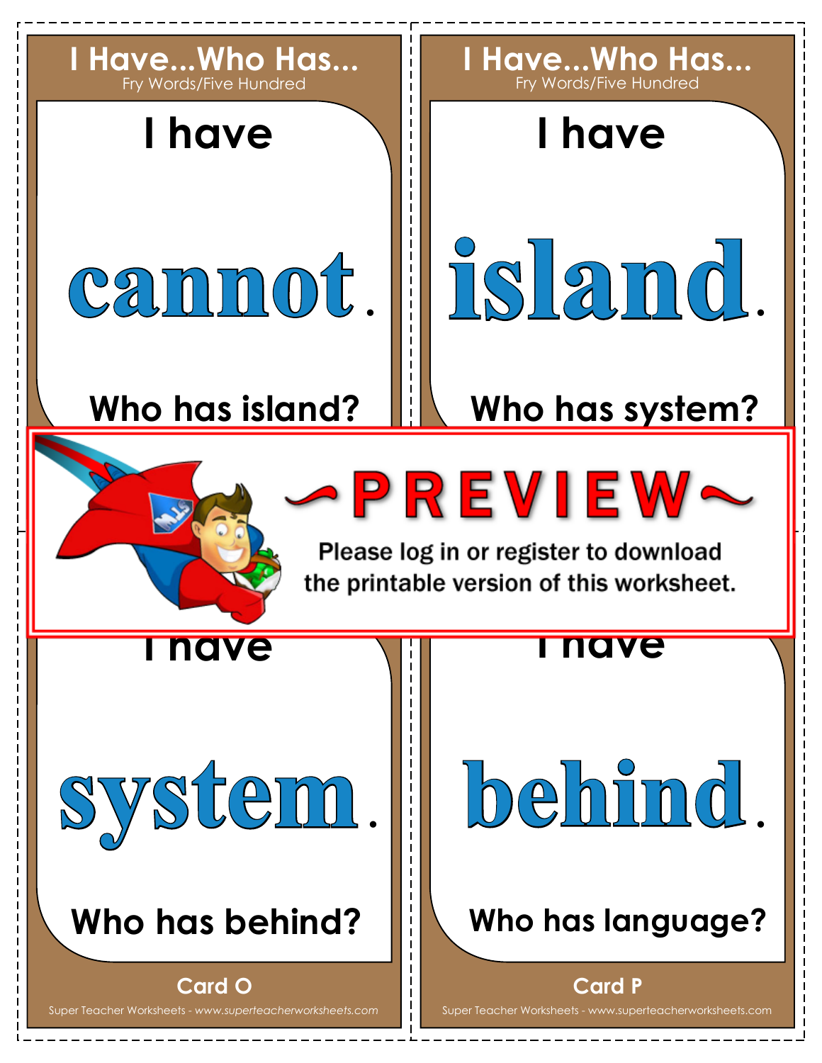## I Have...Who Has...
Fry Words/Five Hundred

I have

**cannot.**

Who has island?

## I Have...Who Has...
Fry Words/Five Hundred

I have

**island.**

Who has system?

~PREVIEW~

Please log in or register to download the printable version of this worksheet.

I have

**system.**

Who has behind?

Card O

Super Teacher Worksheets - *www.superteacherworksheets.com*

I have

**behind.**

Who has language?

Card P

Super Teacher Worksheets - www.superteacherworksheets.com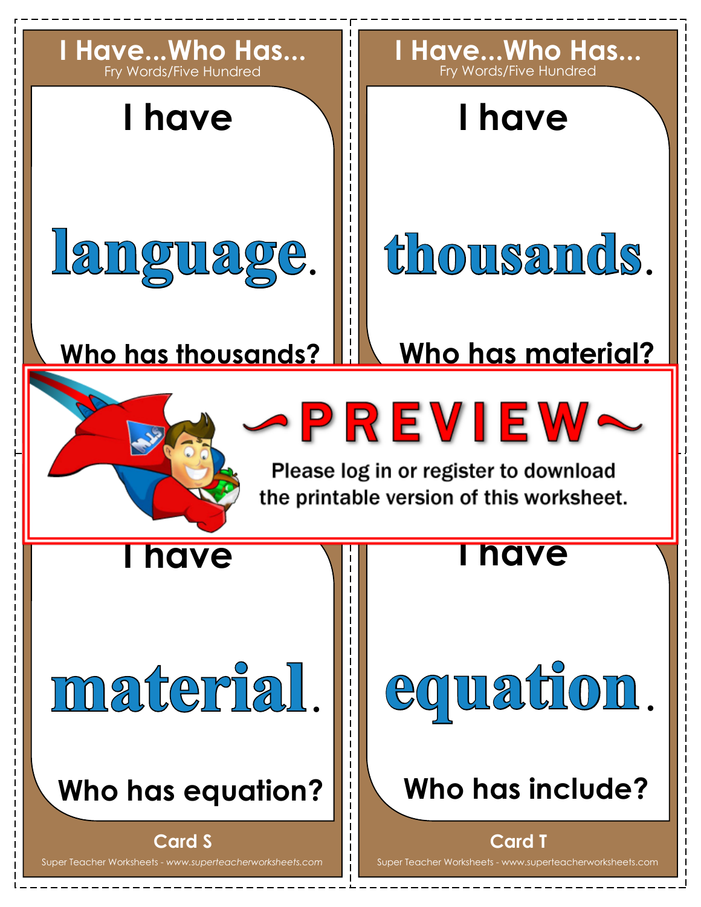## I Have...Who Has...
Fry Words/Five Hundred

I have

**language.**

Who has thousands?

## I Have...Who Has...
Fry Words/Five Hundred

I have

**thousands.**

Who has material?

~PREVIEW~

Please log in or register to download the printable version of this worksheet.

I have

**material.**

Who has equation?

Card S

I have

**equation.**

Who has include?

Card T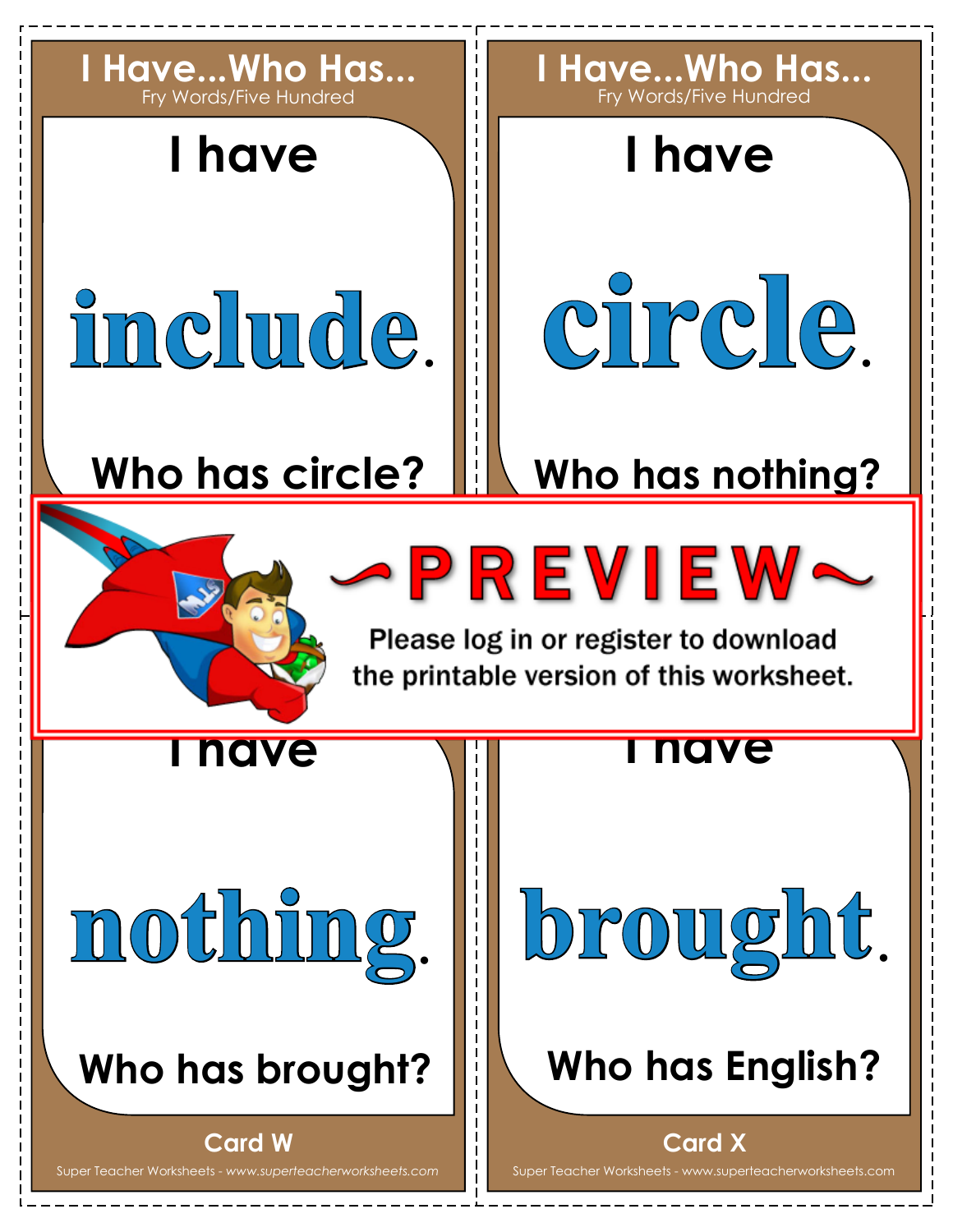## I Have...Who Has...
Fry Words/Five Hundred

I have

**include.**

Who has circle?

## I Have...Who Has...
Fry Words/Five Hundred

I have

**circle.**

Who has nothing?

~PREVIEW~

Please log in or register to download the printable version of this worksheet.

I have

**nothing.**

Who has brought?

Card W

I have

**brought.**

Who has English?

Card X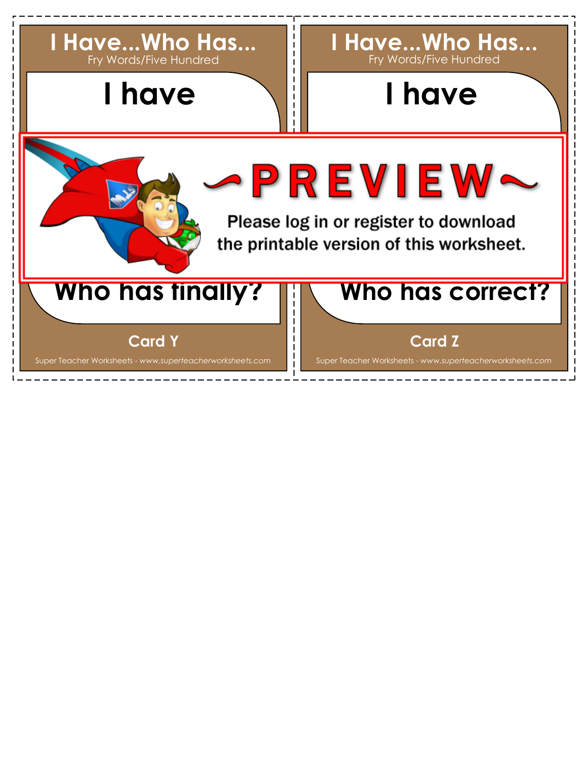## I Have...Who Has...

Fry Words/Five Hundred

**I have**

**Who has finally?**

**Card Y**

Super Teacher Worksheets - *www.superteacherworksheets.com*

## I Have...Who Has...

Fry Words/Five Hundred

**I have**

**Who has correct?**

**Card Z**

Super Teacher Worksheets - *www.superteacherworksheets.com*

~PREVIEW~

Please log in or register to download the printable version of this worksheet.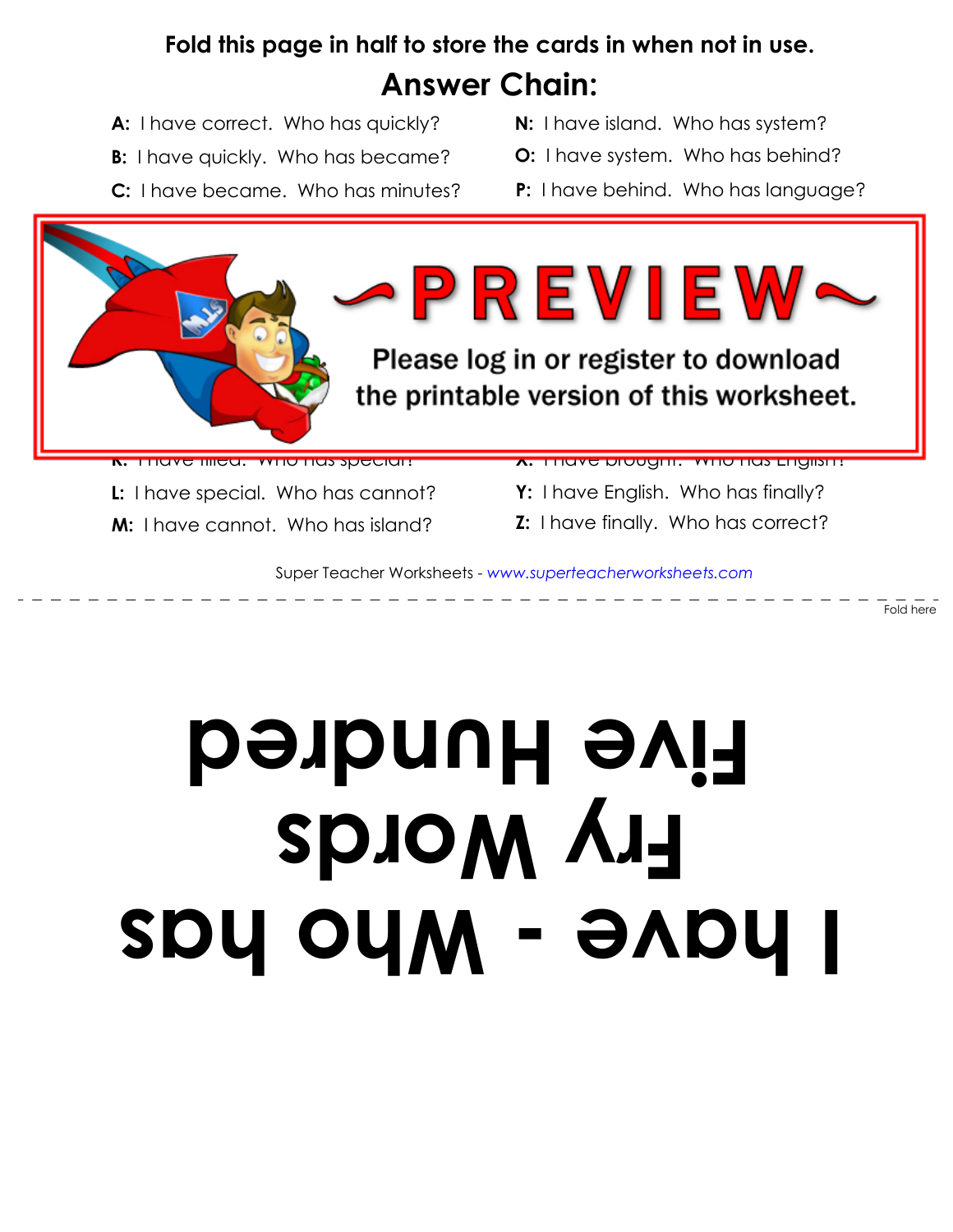**Fold this page in half to store the cards in when not in use.**

## Answer Chain:

**A:** I have correct. Who has quickly?

**B:** I have quickly. Who has became?

**C:** I have became. Who has minutes?

**L:** I have special. Who has cannot?

**M:** I have cannot. Who has island?

**N:** I have island. Who has system?

**O:** I have system. Who has behind?

**P:** I have behind. Who has language?

**Y:** I have English. Who has finally?

**Z:** I have finally. Who has correct?

~PREVIEW~

Please log in or register to download the printable version of this worksheet.

Super Teacher Worksheets - *www.superteacherworksheets.com*

Fold here

# I have - Who has Fry Words Five Hundred